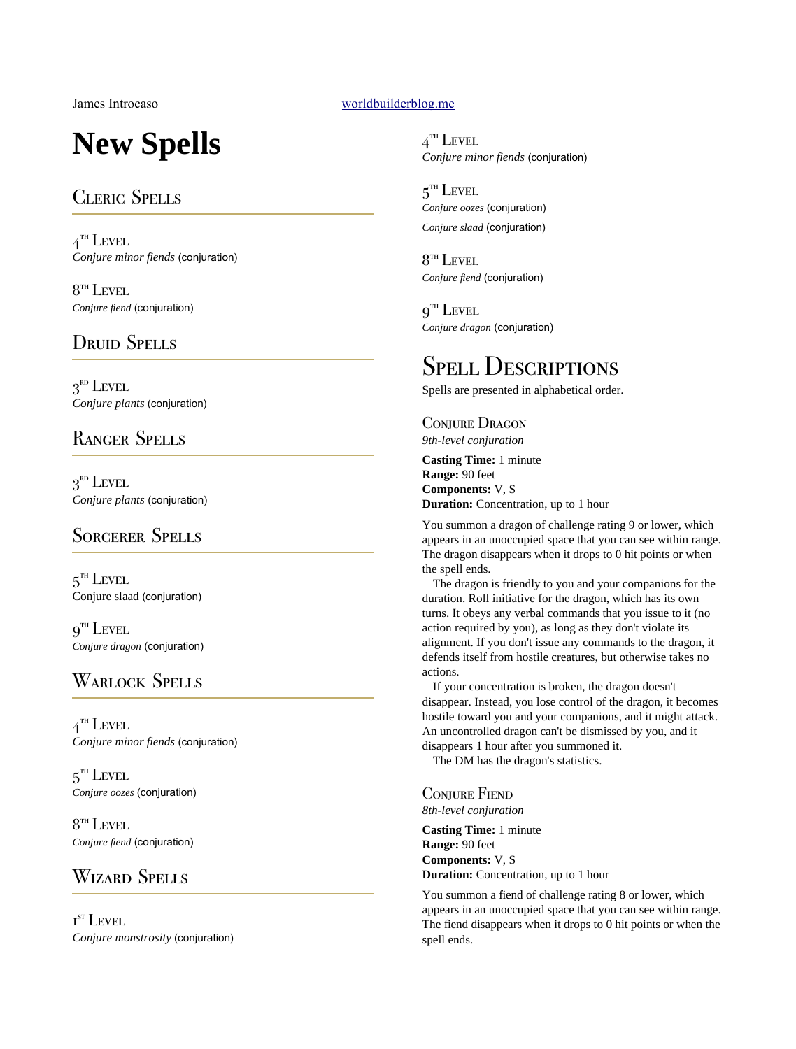James Introcaso worldbuilderblog.me

# New Spells

## Cleric Spells

### 4th Level

*Conjure minor fiends* (conjuration)

### 8th Level

*Conjure fiend* (conjuration)

## Druid Spells

### 3rd Level

*Conjure plants* (conjuration)

## Ranger Spells

### 3rd Level

*Conjure plants* (conjuration)

## Sorcerer Spells

### 5th Level

Conjure slaad (conjuration)

### 9th Level

*Conjure dragon* (conjuration)

## Warlock Spells

### 4th Level

*Conjure minor fiends* (conjuration)

### 5th Level

*Conjure oozes* (conjuration)

### 8th Level

*Conjure fiend* (conjuration)

## Wizard Spells

### 1st Level

*Conjure monstrosity* (conjuration)

### 4th Level

*Conjure minor fiends* (conjuration)

### 5th Level

*Conjure oozes* (conjuration)

*Conjure slaad* (conjuration)

### 8th Level

*Conjure fiend* (conjuration)

### 9th Level

*Conjure dragon* (conjuration)

## Spell Descriptions

Spells are presented in alphabetical order.

### Conjure Dragon

*9th-level conjuration*

**Casting Time:** 1 minute
**Range:** 90 feet
**Components:** V, S
**Duration:** Concentration, up to 1 hour

You summon a dragon of challenge rating 9 or lower, which appears in an unoccupied space that you can see within range. The dragon disappears when it drops to 0 hit points or when the spell ends.

The dragon is friendly to you and your companions for the duration. Roll initiative for the dragon, which has its own turns. It obeys any verbal commands that you issue to it (no action required by you), as long as they don't violate its alignment. If you don't issue any commands to the dragon, it defends itself from hostile creatures, but otherwise takes no actions.

If your concentration is broken, the dragon doesn't disappear. Instead, you lose control of the dragon, it becomes hostile toward you and your companions, and it might attack. An uncontrolled dragon can't be dismissed by you, and it disappears 1 hour after you summoned it.

The DM has the dragon's statistics.

### Conjure Fiend

*8th-level conjuration*

**Casting Time:** 1 minute
**Range:** 90 feet
**Components:** V, S
**Duration:** Concentration, up to 1 hour

You summon a fiend of challenge rating 8 or lower, which appears in an unoccupied space that you can see within range. The fiend disappears when it drops to 0 hit points or when the spell ends.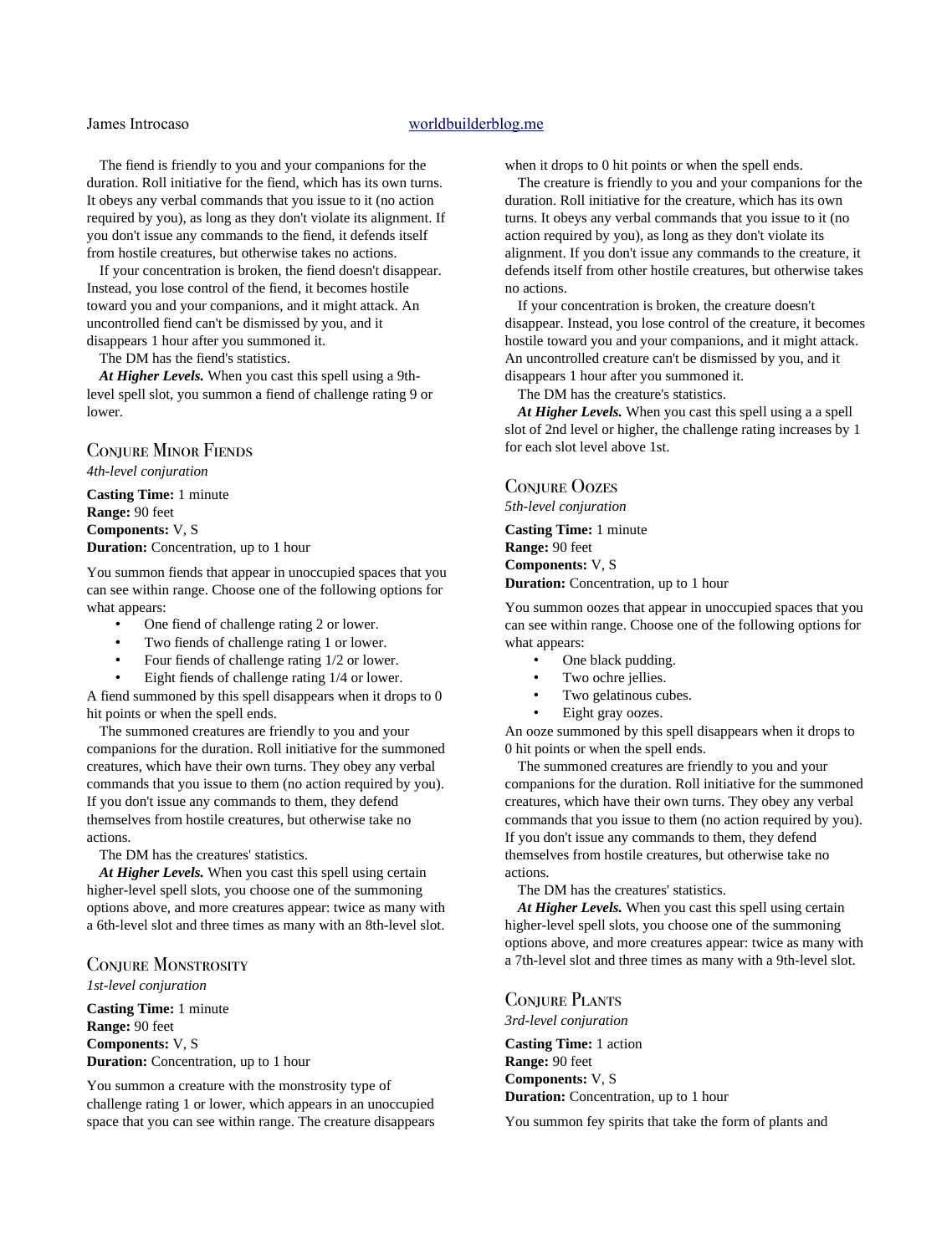The fiend is friendly to you and your companions for the duration. Roll initiative for the fiend, which has its own turns. It obeys any verbal commands that you issue to it (no action required by you), as long as they don't violate its alignment. If you don't issue any commands to the fiend, it defends itself from hostile creatures, but otherwise takes no actions.

If your concentration is broken, the fiend doesn't disappear. Instead, you lose control of the fiend, it becomes hostile toward you and your companions, and it might attack. An uncontrolled fiend can't be dismissed by you, and it disappears 1 hour after you summoned it.

The DM has the fiend's statistics.

***At Higher Levels.*** When you cast this spell using a 9th-level spell slot, you summon a fiend of challenge rating 9 or lower.

### Conjure Minor Fiends

*4th-level conjuration*

**Casting Time:** 1 minute
**Range:** 90 feet
**Components:** V, S
**Duration:** Concentration, up to 1 hour

You summon fiends that appear in unoccupied spaces that you can see within range. Choose one of the following options for what appears:

- One fiend of challenge rating 2 or lower.
- Two fiends of challenge rating 1 or lower.
- Four fiends of challenge rating 1/2 or lower.
- Eight fiends of challenge rating 1/4 or lower.

A fiend summoned by this spell disappears when it drops to 0 hit points or when the spell ends.

The summoned creatures are friendly to you and your companions for the duration. Roll initiative for the summoned creatures, which have their own turns. They obey any verbal commands that you issue to them (no action required by you). If you don't issue any commands to them, they defend themselves from hostile creatures, but otherwise take no actions.

The DM has the creatures' statistics.

***At Higher Levels.*** When you cast this spell using certain higher-level spell slots, you choose one of the summoning options above, and more creatures appear: twice as many with a 6th-level slot and three times as many with an 8th-level slot.

### Conjure Monstrosity

*1st-level conjuration*

**Casting Time:** 1 minute
**Range:** 90 feet
**Components:** V, S
**Duration:** Concentration, up to 1 hour

You summon a creature with the monstrosity type of challenge rating 1 or lower, which appears in an unoccupied space that you can see within range. The creature disappears when it drops to 0 hit points or when the spell ends.

The creature is friendly to you and your companions for the duration. Roll initiative for the creature, which has its own turns. It obeys any verbal commands that you issue to it (no action required by you), as long as they don't violate its alignment. If you don't issue any commands to the creature, it defends itself from other hostile creatures, but otherwise takes no actions.

If your concentration is broken, the creature doesn't disappear. Instead, you lose control of the creature, it becomes hostile toward you and your companions, and it might attack. An uncontrolled creature can't be dismissed by you, and it disappears 1 hour after you summoned it.

The DM has the creature's statistics.

***At Higher Levels.*** When you cast this spell using a a spell slot of 2nd level or higher, the challenge rating increases by 1 for each slot level above 1st.

### Conjure Oozes

*5th-level conjuration*

**Casting Time:** 1 minute
**Range:** 90 feet
**Components:** V, S
**Duration:** Concentration, up to 1 hour

You summon oozes that appear in unoccupied spaces that you can see within range. Choose one of the following options for what appears:

- One black pudding.
- Two ochre jellies.
- Two gelatinous cubes.
- Eight gray oozes.

An ooze summoned by this spell disappears when it drops to 0 hit points or when the spell ends.

The summoned creatures are friendly to you and your companions for the duration. Roll initiative for the summoned creatures, which have their own turns. They obey any verbal commands that you issue to them (no action required by you). If you don't issue any commands to them, they defend themselves from hostile creatures, but otherwise take no actions.

The DM has the creatures' statistics.

***At Higher Levels.*** When you cast this spell using certain higher-level spell slots, you choose one of the summoning options above, and more creatures appear: twice as many with a 7th-level slot and three times as many with a 9th-level slot.

### Conjure Plants

*3rd-level conjuration*

**Casting Time:** 1 action
**Range:** 90 feet
**Components:** V, S
**Duration:** Concentration, up to 1 hour

You summon fey spirits that take the form of plants and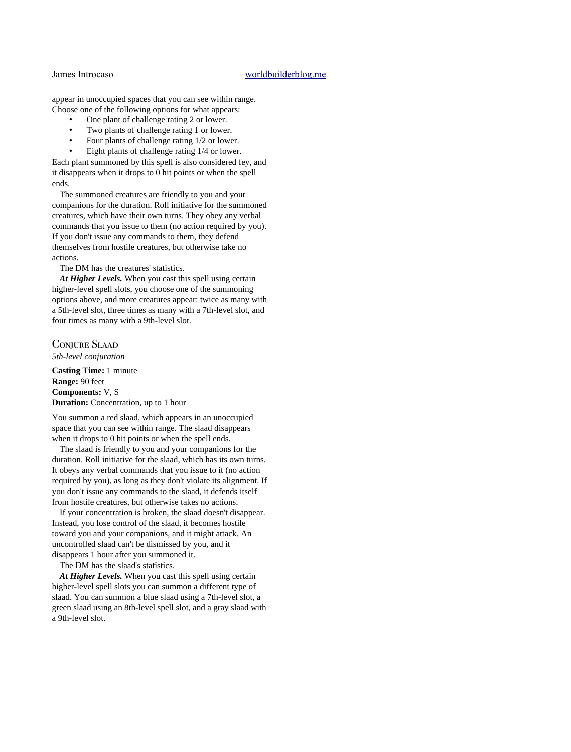appear in unoccupied spaces that you can see within range. Choose one of the following options for what appears:

- One plant of challenge rating 2 or lower.
- Two plants of challenge rating 1 or lower.
- Four plants of challenge rating 1/2 or lower.
- Eight plants of challenge rating 1/4 or lower.

Each plant summoned by this spell is also considered fey, and it disappears when it drops to 0 hit points or when the spell ends.

The summoned creatures are friendly to you and your companions for the duration. Roll initiative for the summoned creatures, which have their own turns. They obey any verbal commands that you issue to them (no action required by you). If you don't issue any commands to them, they defend themselves from hostile creatures, but otherwise take no actions.

The DM has the creatures' statistics.

***At Higher Levels.*** When you cast this spell using certain higher-level spell slots, you choose one of the summoning options above, and more creatures appear: twice as many with a 5th-level slot, three times as many with a 7th-level slot, and four times as many with a 9th-level slot.

### Conjure Slaad

*5th-level conjuration*

**Casting Time:** 1 minute
**Range:** 90 feet
**Components:** V, S
**Duration:** Concentration, up to 1 hour

You summon a red slaad, which appears in an unoccupied space that you can see within range. The slaad disappears when it drops to 0 hit points or when the spell ends.

The slaad is friendly to you and your companions for the duration. Roll initiative for the slaad, which has its own turns. It obeys any verbal commands that you issue to it (no action required by you), as long as they don't violate its alignment. If you don't issue any commands to the slaad, it defends itself from hostile creatures, but otherwise takes no actions.

If your concentration is broken, the slaad doesn't disappear. Instead, you lose control of the slaad, it becomes hostile toward you and your companions, and it might attack. An uncontrolled slaad can't be dismissed by you, and it disappears 1 hour after you summoned it.

The DM has the slaad's statistics.

***At Higher Levels.*** When you cast this spell using certain higher-level spell slots you can summon a different type of slaad. You can summon a blue slaad using a 7th-level slot, a green slaad using an 8th-level spell slot, and a gray slaad with a 9th-level slot.